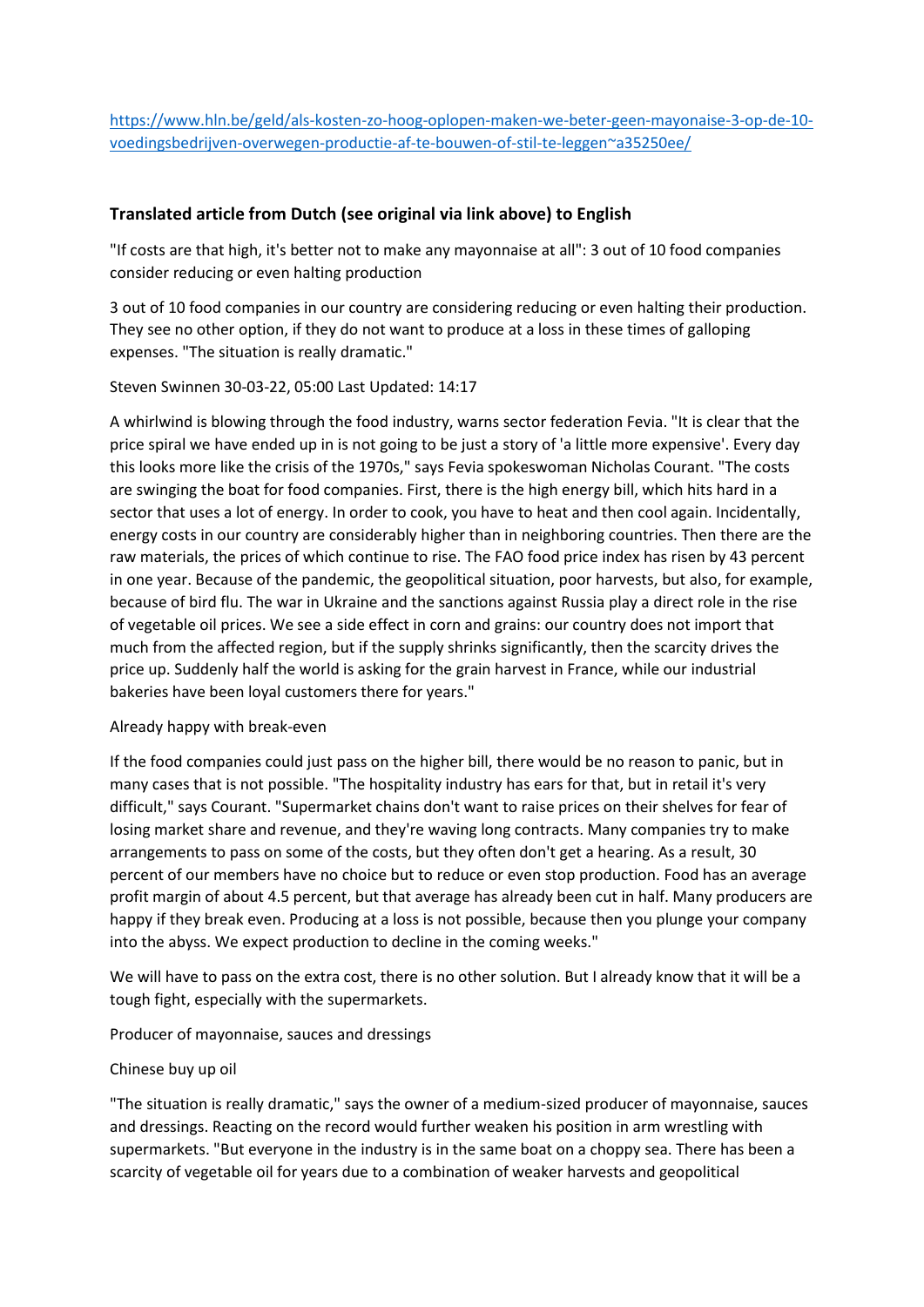https://www.hln.be/geld/als-kosten-zo-hoog-oplopen-maken-we-beter-geen-mayonaise-3-op-de-10-voedingsbedrijven-overwegen-productie-af-te-bouwen-of-stil-te-leggen~a35250ee/

## Translated article from Dutch (see original via link above) to English

"If costs are that high, it's better not to make any mayonnaise at all": 3 out of 10 food companies consider reducing or even halting production

3 out of 10 food companies in our country are considering reducing or even halting their production. They see no other option, if they do not want to produce at a loss in these times of galloping expenses. "The situation is really dramatic."

Steven Swinnen 30-03-22, 05:00 Last Updated: 14:17

A whirlwind is blowing through the food industry, warns sector federation Fevia. "It is clear that the price spiral we have ended up in is not going to be just a story of 'a little more expensive'. Every day this looks more like the crisis of the 1970s," says Fevia spokeswoman Nicholas Courant. "The costs are swinging the boat for food companies. First, there is the high energy bill, which hits hard in a sector that uses a lot of energy. In order to cook, you have to heat and then cool again. Incidentally, energy costs in our country are considerably higher than in neighboring countries. Then there are the raw materials, the prices of which continue to rise. The FAO food price index has risen by 43 percent in one year. Because of the pandemic, the geopolitical situation, poor harvests, but also, for example, because of bird flu. The war in Ukraine and the sanctions against Russia play a direct role in the rise of vegetable oil prices. We see a side effect in corn and grains: our country does not import that much from the affected region, but if the supply shrinks significantly, then the scarcity drives the price up. Suddenly half the world is asking for the grain harvest in France, while our industrial bakeries have been loyal customers there for years."

Already happy with break-even

If the food companies could just pass on the higher bill, there would be no reason to panic, but in many cases that is not possible. "The hospitality industry has ears for that, but in retail it's very difficult," says Courant. "Supermarket chains don't want to raise prices on their shelves for fear of losing market share and revenue, and they're waving long contracts. Many companies try to make arrangements to pass on some of the costs, but they often don't get a hearing. As a result, 30 percent of our members have no choice but to reduce or even stop production. Food has an average profit margin of about 4.5 percent, but that average has already been cut in half. Many producers are happy if they break even. Producing at a loss is not possible, because then you plunge your company into the abyss. We expect production to decline in the coming weeks."

We will have to pass on the extra cost, there is no other solution. But I already know that it will be a tough fight, especially with the supermarkets.

Producer of mayonnaise, sauces and dressings

Chinese buy up oil

"The situation is really dramatic," says the owner of a medium-sized producer of mayonnaise, sauces and dressings. Reacting on the record would further weaken his position in arm wrestling with supermarkets. "But everyone in the industry is in the same boat on a choppy sea. There has been a scarcity of vegetable oil for years due to a combination of weaker harvests and geopolitical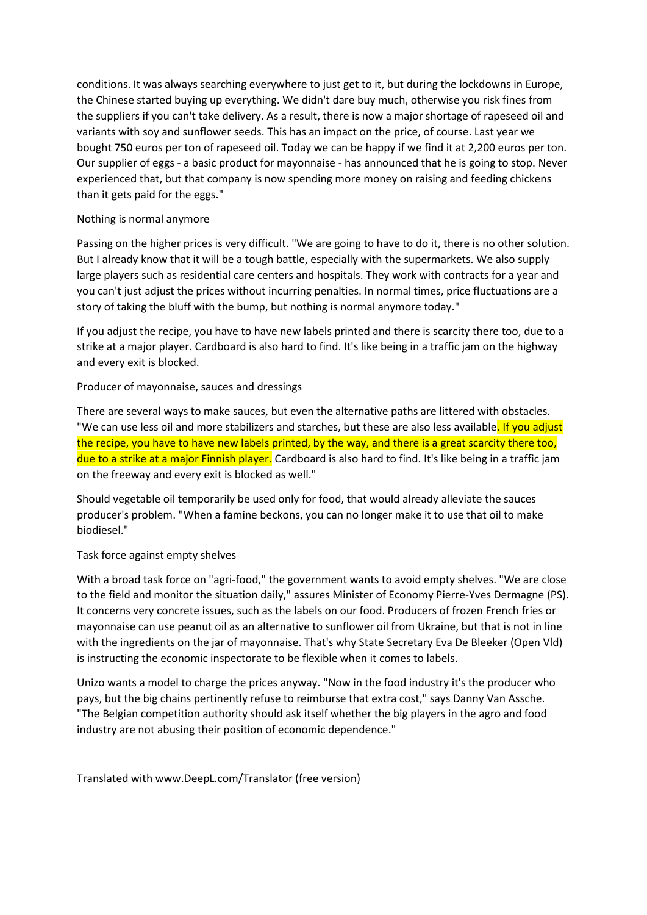conditions. It was always searching everywhere to just get to it, but during the lockdowns in Europe, the Chinese started buying up everything. We didn't dare buy much, otherwise you risk fines from the suppliers if you can't take delivery. As a result, there is now a major shortage of rapeseed oil and variants with soy and sunflower seeds. This has an impact on the price, of course. Last year we bought 750 euros per ton of rapeseed oil. Today we can be happy if we find it at 2,200 euros per ton. Our supplier of eggs - a basic product for mayonnaise - has announced that he is going to stop. Never experienced that, but that company is now spending more money on raising and feeding chickens than it gets paid for the eggs."

Nothing is normal anymore

Passing on the higher prices is very difficult. "We are going to have to do it, there is no other solution. But I already know that it will be a tough battle, especially with the supermarkets. We also supply large players such as residential care centers and hospitals. They work with contracts for a year and you can't just adjust the prices without incurring penalties. In normal times, price fluctuations are a story of taking the bluff with the bump, but nothing is normal anymore today."

If you adjust the recipe, you have to have new labels printed and there is scarcity there too, due to a strike at a major player. Cardboard is also hard to find. It's like being in a traffic jam on the highway and every exit is blocked.

Producer of mayonnaise, sauces and dressings

There are several ways to make sauces, but even the alternative paths are littered with obstacles. "We can use less oil and more stabilizers and starches, but these are also less available. If you adjust the recipe, you have to have new labels printed, by the way, and there is a great scarcity there too, due to a strike at a major Finnish player. Cardboard is also hard to find. It's like being in a traffic jam on the freeway and every exit is blocked as well."

Should vegetable oil temporarily be used only for food, that would already alleviate the sauces producer's problem. "When a famine beckons, you can no longer make it to use that oil to make biodiesel."

Task force against empty shelves

With a broad task force on "agri-food," the government wants to avoid empty shelves. "We are close to the field and monitor the situation daily," assures Minister of Economy Pierre-Yves Dermagne (PS). It concerns very concrete issues, such as the labels on our food. Producers of frozen French fries or mayonnaise can use peanut oil as an alternative to sunflower oil from Ukraine, but that is not in line with the ingredients on the jar of mayonnaise. That's why State Secretary Eva De Bleeker (Open Vld) is instructing the economic inspectorate to be flexible when it comes to labels.

Unizo wants a model to charge the prices anyway. "Now in the food industry it's the producer who pays, but the big chains pertinently refuse to reimburse that extra cost," says Danny Van Assche. "The Belgian competition authority should ask itself whether the big players in the agro and food industry are not abusing their position of economic dependence."

Translated with www.DeepL.com/Translator (free version)